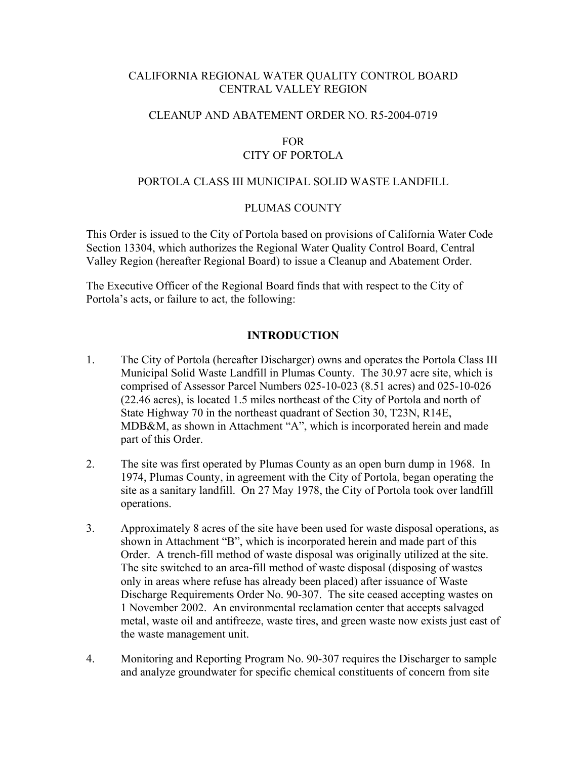CALIFORNIA REGIONAL WATER QUALITY CONTROL BOARD
CENTRAL VALLEY REGION

CLEANUP AND ABATEMENT ORDER NO. R5-2004-0719

FOR
CITY OF PORTOLA

PORTOLA CLASS III MUNICIPAL SOLID WASTE LANDFILL

PLUMAS COUNTY

This Order is issued to the City of Portola based on provisions of California Water Code Section 13304, which authorizes the Regional Water Quality Control Board, Central Valley Region (hereafter Regional Board) to issue a Cleanup and Abatement Order.

The Executive Officer of the Regional Board finds that with respect to the City of Portola's acts, or failure to act, the following:

## INTRODUCTION

1. The City of Portola (hereafter Discharger) owns and operates the Portola Class III Municipal Solid Waste Landfill in Plumas County. The 30.97 acre site, which is comprised of Assessor Parcel Numbers 025-10-023 (8.51 acres) and 025-10-026 (22.46 acres), is located 1.5 miles northeast of the City of Portola and north of State Highway 70 in the northeast quadrant of Section 30, T23N, R14E, MDB&M, as shown in Attachment "A", which is incorporated herein and made part of this Order.

2. The site was first operated by Plumas County as an open burn dump in 1968. In 1974, Plumas County, in agreement with the City of Portola, began operating the site as a sanitary landfill. On 27 May 1978, the City of Portola took over landfill operations.

3. Approximately 8 acres of the site have been used for waste disposal operations, as shown in Attachment "B", which is incorporated herein and made part of this Order. A trench-fill method of waste disposal was originally utilized at the site. The site switched to an area-fill method of waste disposal (disposing of wastes only in areas where refuse has already been placed) after issuance of Waste Discharge Requirements Order No. 90-307. The site ceased accepting wastes on 1 November 2002. An environmental reclamation center that accepts salvaged metal, waste oil and antifreeze, waste tires, and green waste now exists just east of the waste management unit.

4. Monitoring and Reporting Program No. 90-307 requires the Discharger to sample and analyze groundwater for specific chemical constituents of concern from site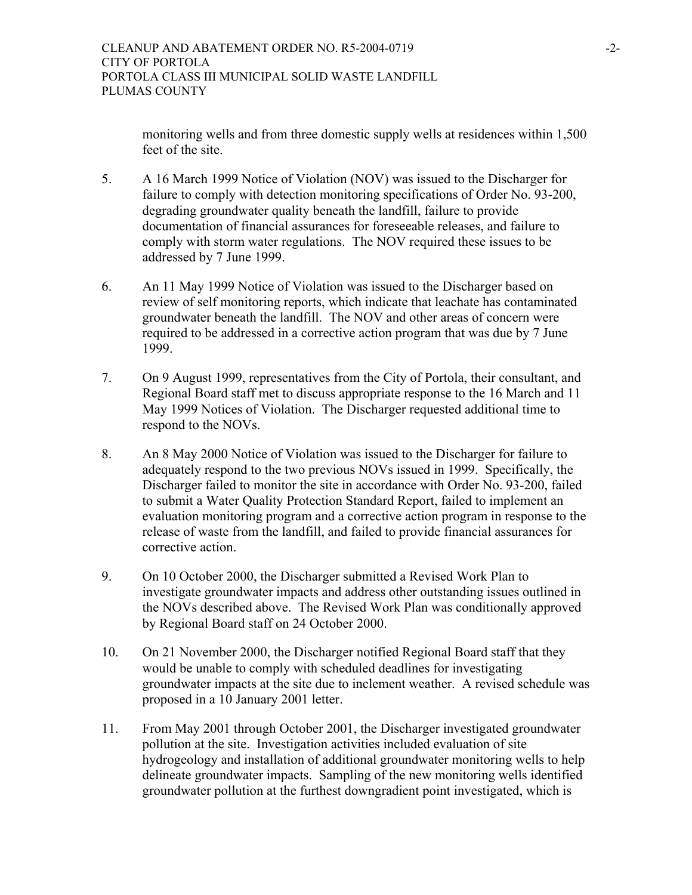monitoring wells and from three domestic supply wells at residences within 1,500 feet of the site.

5. A 16 March 1999 Notice of Violation (NOV) was issued to the Discharger for failure to comply with detection monitoring specifications of Order No. 93-200, degrading groundwater quality beneath the landfill, failure to provide documentation of financial assurances for foreseeable releases, and failure to comply with storm water regulations. The NOV required these issues to be addressed by 7 June 1999.

6. An 11 May 1999 Notice of Violation was issued to the Discharger based on review of self monitoring reports, which indicate that leachate has contaminated groundwater beneath the landfill. The NOV and other areas of concern were required to be addressed in a corrective action program that was due by 7 June 1999.

7. On 9 August 1999, representatives from the City of Portola, their consultant, and Regional Board staff met to discuss appropriate response to the 16 March and 11 May 1999 Notices of Violation. The Discharger requested additional time to respond to the NOVs.

8. An 8 May 2000 Notice of Violation was issued to the Discharger for failure to adequately respond to the two previous NOVs issued in 1999. Specifically, the Discharger failed to monitor the site in accordance with Order No. 93-200, failed to submit a Water Quality Protection Standard Report, failed to implement an evaluation monitoring program and a corrective action program in response to the release of waste from the landfill, and failed to provide financial assurances for corrective action.

9. On 10 October 2000, the Discharger submitted a Revised Work Plan to investigate groundwater impacts and address other outstanding issues outlined in the NOVs described above. The Revised Work Plan was conditionally approved by Regional Board staff on 24 October 2000.

10. On 21 November 2000, the Discharger notified Regional Board staff that they would be unable to comply with scheduled deadlines for investigating groundwater impacts at the site due to inclement weather. A revised schedule was proposed in a 10 January 2001 letter.

11. From May 2001 through October 2001, the Discharger investigated groundwater pollution at the site. Investigation activities included evaluation of site hydrogeology and installation of additional groundwater monitoring wells to help delineate groundwater impacts. Sampling of the new monitoring wells identified groundwater pollution at the furthest downgradient point investigated, which is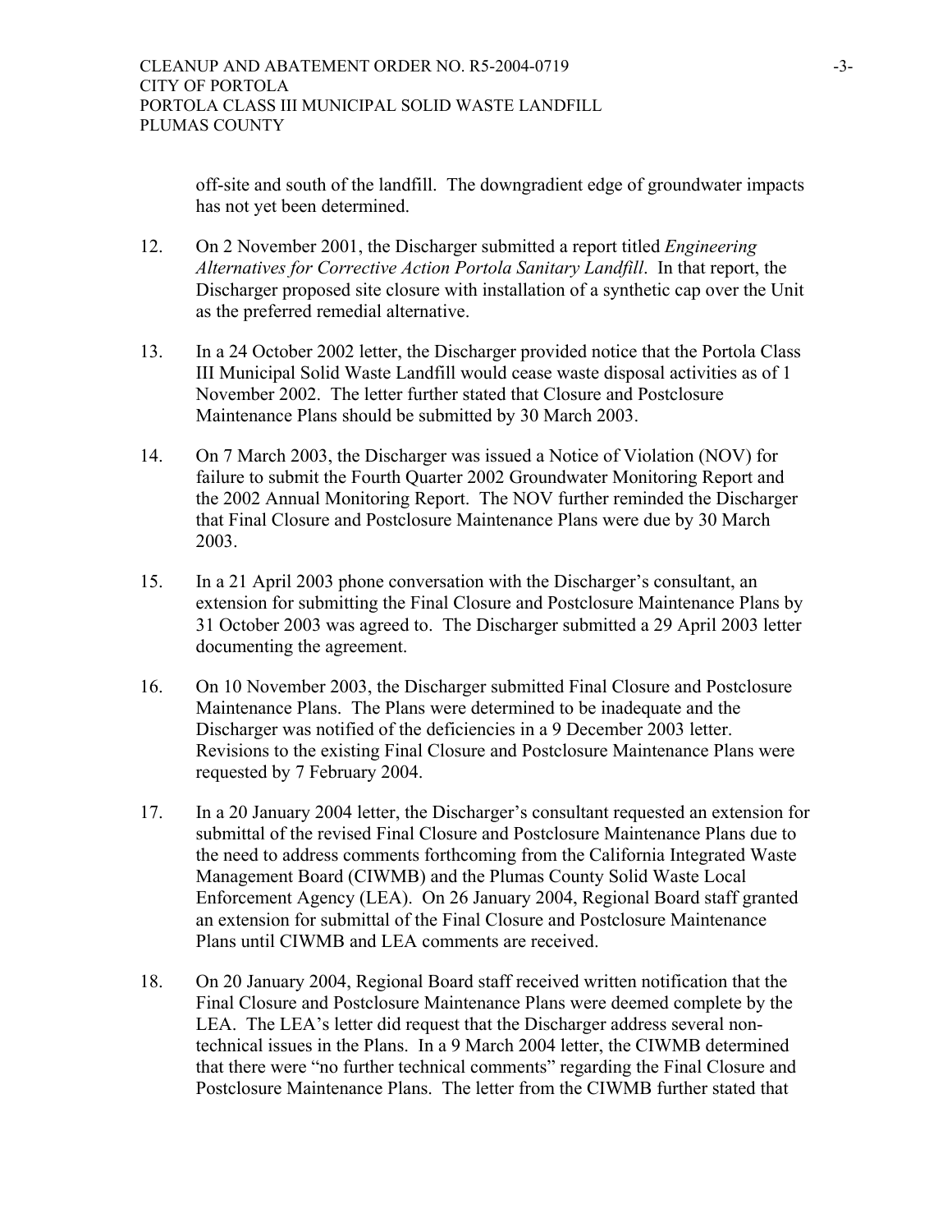off-site and south of the landfill. The downgradient edge of groundwater impacts has not yet been determined.

12. On 2 November 2001, the Discharger submitted a report titled *Engineering Alternatives for Corrective Action Portola Sanitary Landfill*. In that report, the Discharger proposed site closure with installation of a synthetic cap over the Unit as the preferred remedial alternative.

13. In a 24 October 2002 letter, the Discharger provided notice that the Portola Class III Municipal Solid Waste Landfill would cease waste disposal activities as of 1 November 2002. The letter further stated that Closure and Postclosure Maintenance Plans should be submitted by 30 March 2003.

14. On 7 March 2003, the Discharger was issued a Notice of Violation (NOV) for failure to submit the Fourth Quarter 2002 Groundwater Monitoring Report and the 2002 Annual Monitoring Report. The NOV further reminded the Discharger that Final Closure and Postclosure Maintenance Plans were due by 30 March 2003.

15. In a 21 April 2003 phone conversation with the Discharger's consultant, an extension for submitting the Final Closure and Postclosure Maintenance Plans by 31 October 2003 was agreed to. The Discharger submitted a 29 April 2003 letter documenting the agreement.

16. On 10 November 2003, the Discharger submitted Final Closure and Postclosure Maintenance Plans. The Plans were determined to be inadequate and the Discharger was notified of the deficiencies in a 9 December 2003 letter. Revisions to the existing Final Closure and Postclosure Maintenance Plans were requested by 7 February 2004.

17. In a 20 January 2004 letter, the Discharger's consultant requested an extension for submittal of the revised Final Closure and Postclosure Maintenance Plans due to the need to address comments forthcoming from the California Integrated Waste Management Board (CIWMB) and the Plumas County Solid Waste Local Enforcement Agency (LEA). On 26 January 2004, Regional Board staff granted an extension for submittal of the Final Closure and Postclosure Maintenance Plans until CIWMB and LEA comments are received.

18. On 20 January 2004, Regional Board staff received written notification that the Final Closure and Postclosure Maintenance Plans were deemed complete by the LEA. The LEA's letter did request that the Discharger address several non-technical issues in the Plans. In a 9 March 2004 letter, the CIWMB determined that there were "no further technical comments" regarding the Final Closure and Postclosure Maintenance Plans. The letter from the CIWMB further stated that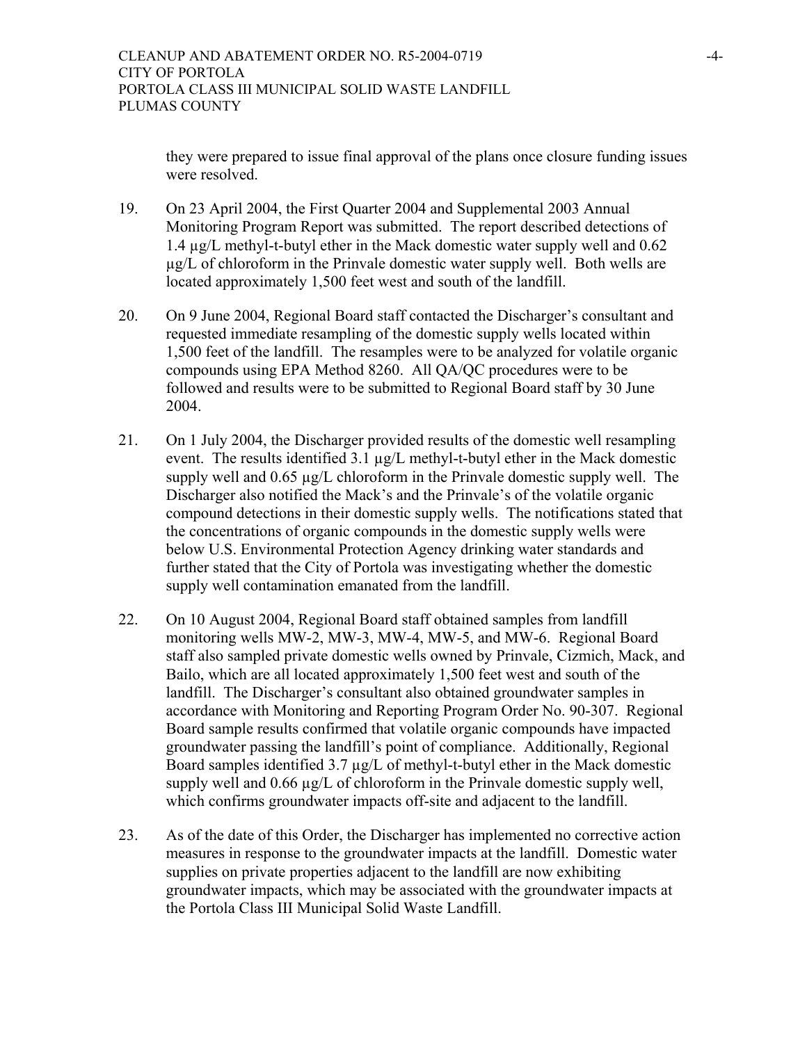they were prepared to issue final approval of the plans once closure funding issues were resolved.

19. On 23 April 2004, the First Quarter 2004 and Supplemental 2003 Annual Monitoring Program Report was submitted. The report described detections of 1.4 µg/L methyl-t-butyl ether in the Mack domestic water supply well and 0.62 µg/L of chloroform in the Prinvale domestic water supply well. Both wells are located approximately 1,500 feet west and south of the landfill.

20. On 9 June 2004, Regional Board staff contacted the Discharger's consultant and requested immediate resampling of the domestic supply wells located within 1,500 feet of the landfill. The resamples were to be analyzed for volatile organic compounds using EPA Method 8260. All QA/QC procedures were to be followed and results were to be submitted to Regional Board staff by 30 June 2004.

21. On 1 July 2004, the Discharger provided results of the domestic well resampling event. The results identified 3.1 µg/L methyl-t-butyl ether in the Mack domestic supply well and 0.65 µg/L chloroform in the Prinvale domestic supply well. The Discharger also notified the Mack's and the Prinvale's of the volatile organic compound detections in their domestic supply wells. The notifications stated that the concentrations of organic compounds in the domestic supply wells were below U.S. Environmental Protection Agency drinking water standards and further stated that the City of Portola was investigating whether the domestic supply well contamination emanated from the landfill.

22. On 10 August 2004, Regional Board staff obtained samples from landfill monitoring wells MW-2, MW-3, MW-4, MW-5, and MW-6. Regional Board staff also sampled private domestic wells owned by Prinvale, Cizmich, Mack, and Bailo, which are all located approximately 1,500 feet west and south of the landfill. The Discharger's consultant also obtained groundwater samples in accordance with Monitoring and Reporting Program Order No. 90-307. Regional Board sample results confirmed that volatile organic compounds have impacted groundwater passing the landfill's point of compliance. Additionally, Regional Board samples identified 3.7 µg/L of methyl-t-butyl ether in the Mack domestic supply well and 0.66 µg/L of chloroform in the Prinvale domestic supply well, which confirms groundwater impacts off-site and adjacent to the landfill.

23. As of the date of this Order, the Discharger has implemented no corrective action measures in response to the groundwater impacts at the landfill. Domestic water supplies on private properties adjacent to the landfill are now exhibiting groundwater impacts, which may be associated with the groundwater impacts at the Portola Class III Municipal Solid Waste Landfill.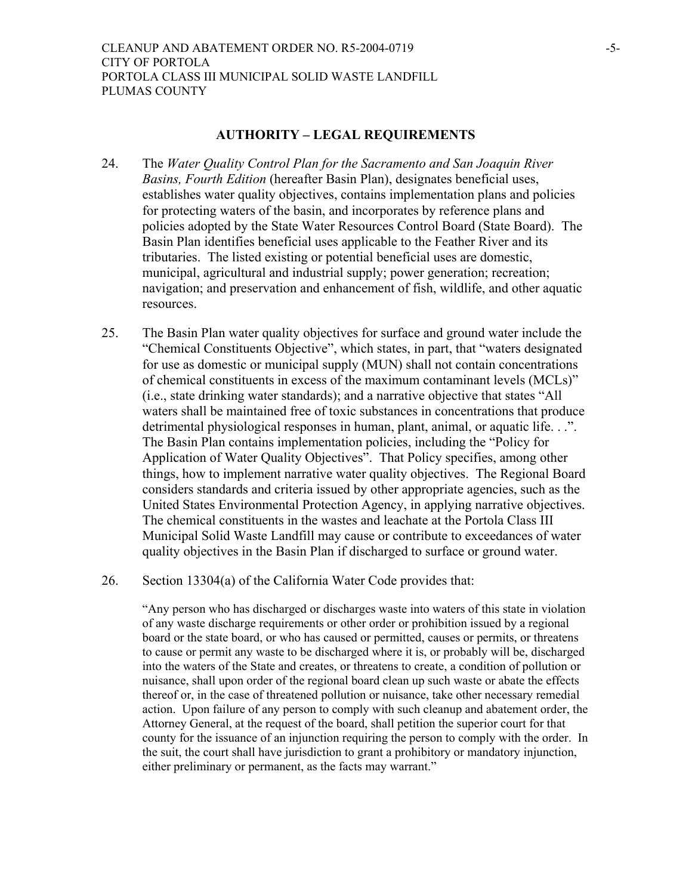## AUTHORITY – LEGAL REQUIREMENTS

24. The *Water Quality Control Plan for the Sacramento and San Joaquin River Basins, Fourth Edition* (hereafter Basin Plan), designates beneficial uses, establishes water quality objectives, contains implementation plans and policies for protecting waters of the basin, and incorporates by reference plans and policies adopted by the State Water Resources Control Board (State Board). The Basin Plan identifies beneficial uses applicable to the Feather River and its tributaries. The listed existing or potential beneficial uses are domestic, municipal, agricultural and industrial supply; power generation; recreation; navigation; and preservation and enhancement of fish, wildlife, and other aquatic resources.

25. The Basin Plan water quality objectives for surface and ground water include the "Chemical Constituents Objective", which states, in part, that "waters designated for use as domestic or municipal supply (MUN) shall not contain concentrations of chemical constituents in excess of the maximum contaminant levels (MCLs)" (i.e., state drinking water standards); and a narrative objective that states "All waters shall be maintained free of toxic substances in concentrations that produce detrimental physiological responses in human, plant, animal, or aquatic life. . .". The Basin Plan contains implementation policies, including the "Policy for Application of Water Quality Objectives". That Policy specifies, among other things, how to implement narrative water quality objectives. The Regional Board considers standards and criteria issued by other appropriate agencies, such as the United States Environmental Protection Agency, in applying narrative objectives. The chemical constituents in the wastes and leachate at the Portola Class III Municipal Solid Waste Landfill may cause or contribute to exceedances of water quality objectives in the Basin Plan if discharged to surface or ground water.

26. Section 13304(a) of the California Water Code provides that:

> "Any person who has discharged or discharges waste into waters of this state in violation of any waste discharge requirements or other order or prohibition issued by a regional board or the state board, or who has caused or permitted, causes or permits, or threatens to cause or permit any waste to be discharged where it is, or probably will be, discharged into the waters of the State and creates, or threatens to create, a condition of pollution or nuisance, shall upon order of the regional board clean up such waste or abate the effects thereof or, in the case of threatened pollution or nuisance, take other necessary remedial action. Upon failure of any person to comply with such cleanup and abatement order, the Attorney General, at the request of the board, shall petition the superior court for that county for the issuance of an injunction requiring the person to comply with the order. In the suit, the court shall have jurisdiction to grant a prohibitory or mandatory injunction, either preliminary or permanent, as the facts may warrant."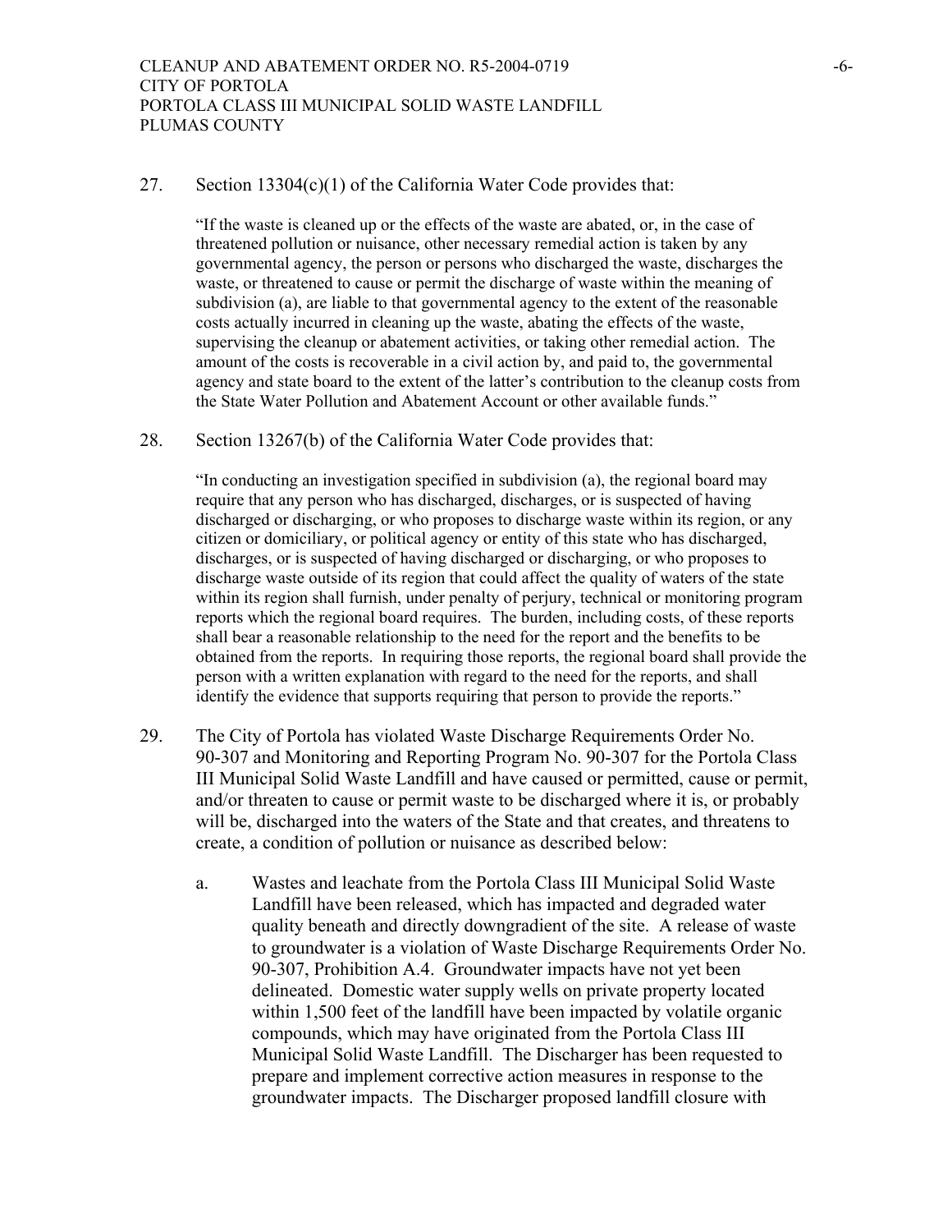27. Section 13304(c)(1) of the California Water Code provides that:

> "If the waste is cleaned up or the effects of the waste are abated, or, in the case of threatened pollution or nuisance, other necessary remedial action is taken by any governmental agency, the person or persons who discharged the waste, discharges the waste, or threatened to cause or permit the discharge of waste within the meaning of subdivision (a), are liable to that governmental agency to the extent of the reasonable costs actually incurred in cleaning up the waste, abating the effects of the waste, supervising the cleanup or abatement activities, or taking other remedial action. The amount of the costs is recoverable in a civil action by, and paid to, the governmental agency and state board to the extent of the latter's contribution to the cleanup costs from the State Water Pollution and Abatement Account or other available funds."

28. Section 13267(b) of the California Water Code provides that:

> "In conducting an investigation specified in subdivision (a), the regional board may require that any person who has discharged, discharges, or is suspected of having discharged or discharging, or who proposes to discharge waste within its region, or any citizen or domiciliary, or political agency or entity of this state who has discharged, discharges, or is suspected of having discharged or discharging, or who proposes to discharge waste outside of its region that could affect the quality of waters of the state within its region shall furnish, under penalty of perjury, technical or monitoring program reports which the regional board requires. The burden, including costs, of these reports shall bear a reasonable relationship to the need for the report and the benefits to be obtained from the reports. In requiring those reports, the regional board shall provide the person with a written explanation with regard to the need for the reports, and shall identify the evidence that supports requiring that person to provide the reports."

29. The City of Portola has violated Waste Discharge Requirements Order No. 90-307 and Monitoring and Reporting Program No. 90-307 for the Portola Class III Municipal Solid Waste Landfill and have caused or permitted, cause or permit, and/or threaten to cause or permit waste to be discharged where it is, or probably will be, discharged into the waters of the State and that creates, and threatens to create, a condition of pollution or nuisance as described below:

    a. Wastes and leachate from the Portola Class III Municipal Solid Waste Landfill have been released, which has impacted and degraded water quality beneath and directly downgradient of the site. A release of waste to groundwater is a violation of Waste Discharge Requirements Order No. 90-307, Prohibition A.4. Groundwater impacts have not yet been delineated. Domestic water supply wells on private property located within 1,500 feet of the landfill have been impacted by volatile organic compounds, which may have originated from the Portola Class III Municipal Solid Waste Landfill. The Discharger has been requested to prepare and implement corrective action measures in response to the groundwater impacts. The Discharger proposed landfill closure with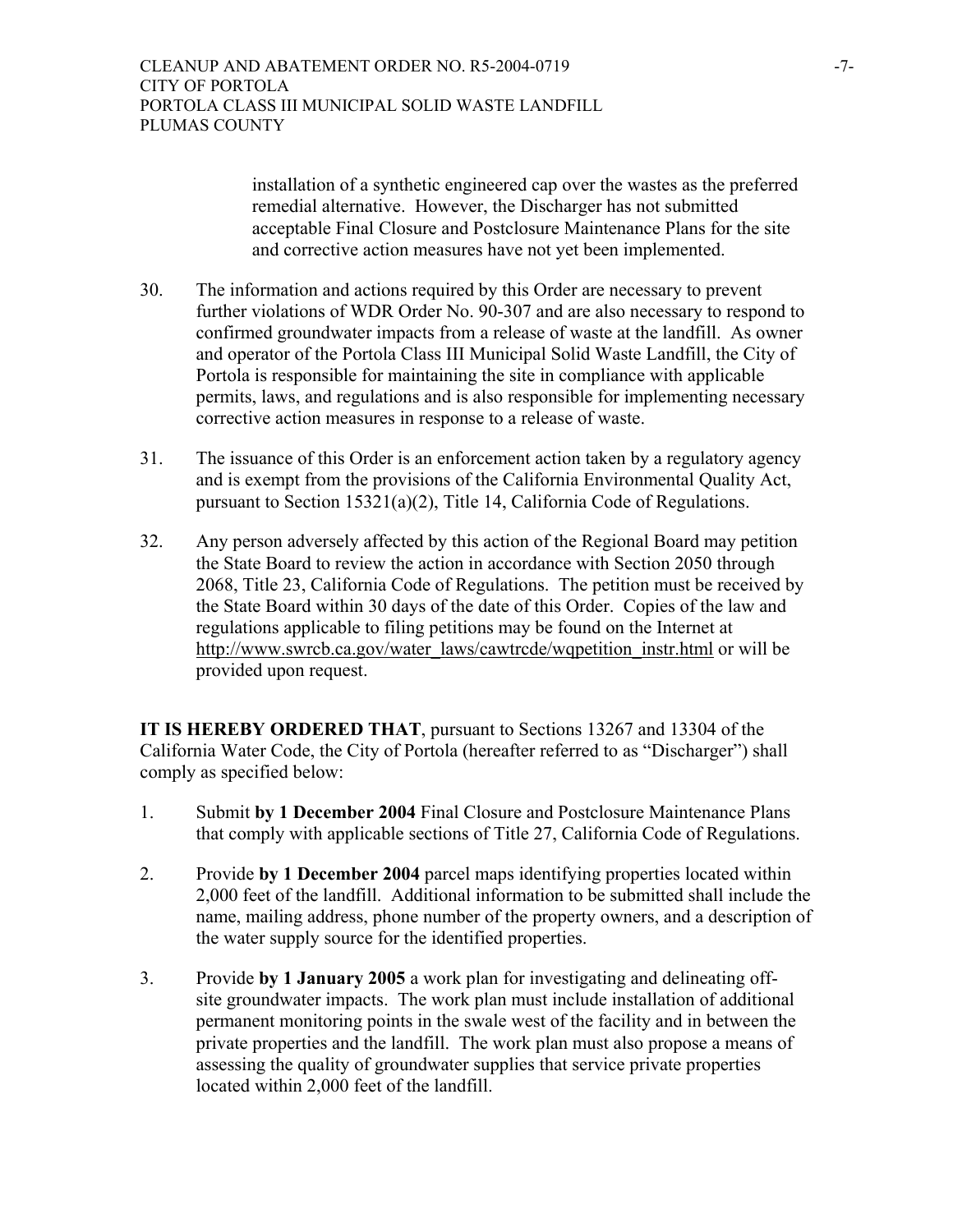installation of a synthetic engineered cap over the wastes as the preferred remedial alternative. However, the Discharger has not submitted acceptable Final Closure and Postclosure Maintenance Plans for the site and corrective action measures have not yet been implemented.

30. The information and actions required by this Order are necessary to prevent further violations of WDR Order No. 90-307 and are also necessary to respond to confirmed groundwater impacts from a release of waste at the landfill. As owner and operator of the Portola Class III Municipal Solid Waste Landfill, the City of Portola is responsible for maintaining the site in compliance with applicable permits, laws, and regulations and is also responsible for implementing necessary corrective action measures in response to a release of waste.

31. The issuance of this Order is an enforcement action taken by a regulatory agency and is exempt from the provisions of the California Environmental Quality Act, pursuant to Section 15321(a)(2), Title 14, California Code of Regulations.

32. Any person adversely affected by this action of the Regional Board may petition the State Board to review the action in accordance with Section 2050 through 2068, Title 23, California Code of Regulations. The petition must be received by the State Board within 30 days of the date of this Order. Copies of the law and regulations applicable to filing petitions may be found on the Internet at http://www.swrcb.ca.gov/water_laws/cawtrcde/wqpetition_instr.html or will be provided upon request.

**IT IS HEREBY ORDERED THAT**, pursuant to Sections 13267 and 13304 of the California Water Code, the City of Portola (hereafter referred to as "Discharger") shall comply as specified below:

1. Submit **by 1 December 2004** Final Closure and Postclosure Maintenance Plans that comply with applicable sections of Title 27, California Code of Regulations.

2. Provide **by 1 December 2004** parcel maps identifying properties located within 2,000 feet of the landfill. Additional information to be submitted shall include the name, mailing address, phone number of the property owners, and a description of the water supply source for the identified properties.

3. Provide **by 1 January 2005** a work plan for investigating and delineating off-site groundwater impacts. The work plan must include installation of additional permanent monitoring points in the swale west of the facility and in between the private properties and the landfill. The work plan must also propose a means of assessing the quality of groundwater supplies that service private properties located within 2,000 feet of the landfill.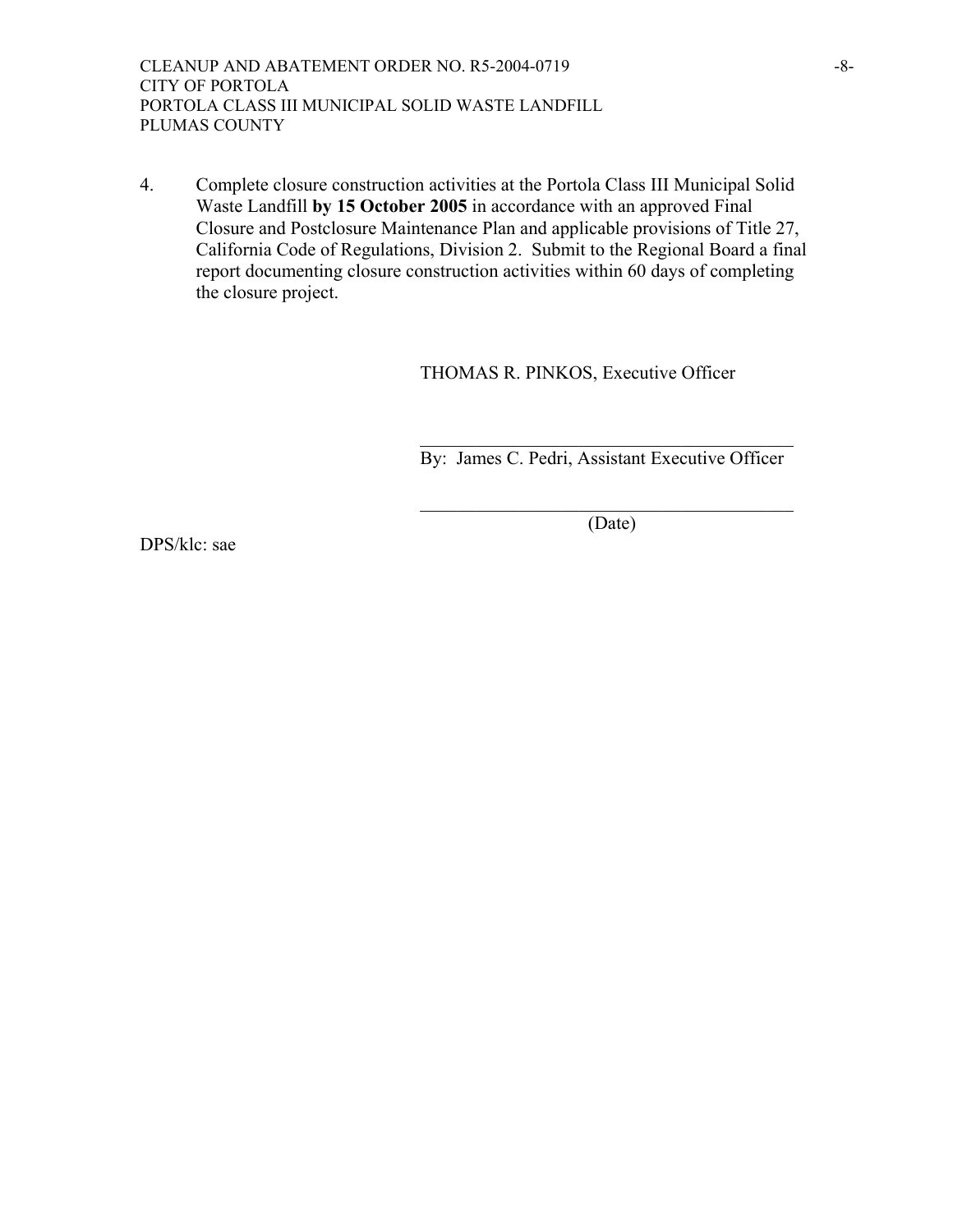4. Complete closure construction activities at the Portola Class III Municipal Solid Waste Landfill **by 15 October 2005** in accordance with an approved Final Closure and Postclosure Maintenance Plan and applicable provisions of Title 27, California Code of Regulations, Division 2. Submit to the Regional Board a final report documenting closure construction activities within 60 days of completing the closure project.

THOMAS R. PINKOS, Executive Officer

\_\_\_\_\_\_\_\_\_\_\_\_\_\_\_\_\_\_\_\_\_\_\_\_\_\_\_\_\_\_\_\_\_\_\_\_\_\_\_\_
By: James C. Pedri, Assistant Executive Officer

\_\_\_\_\_\_\_\_\_\_\_\_\_\_\_\_\_\_\_\_\_\_\_\_\_\_\_\_\_\_\_\_\_\_\_\_\_\_\_\_
(Date)

DPS/klc: sae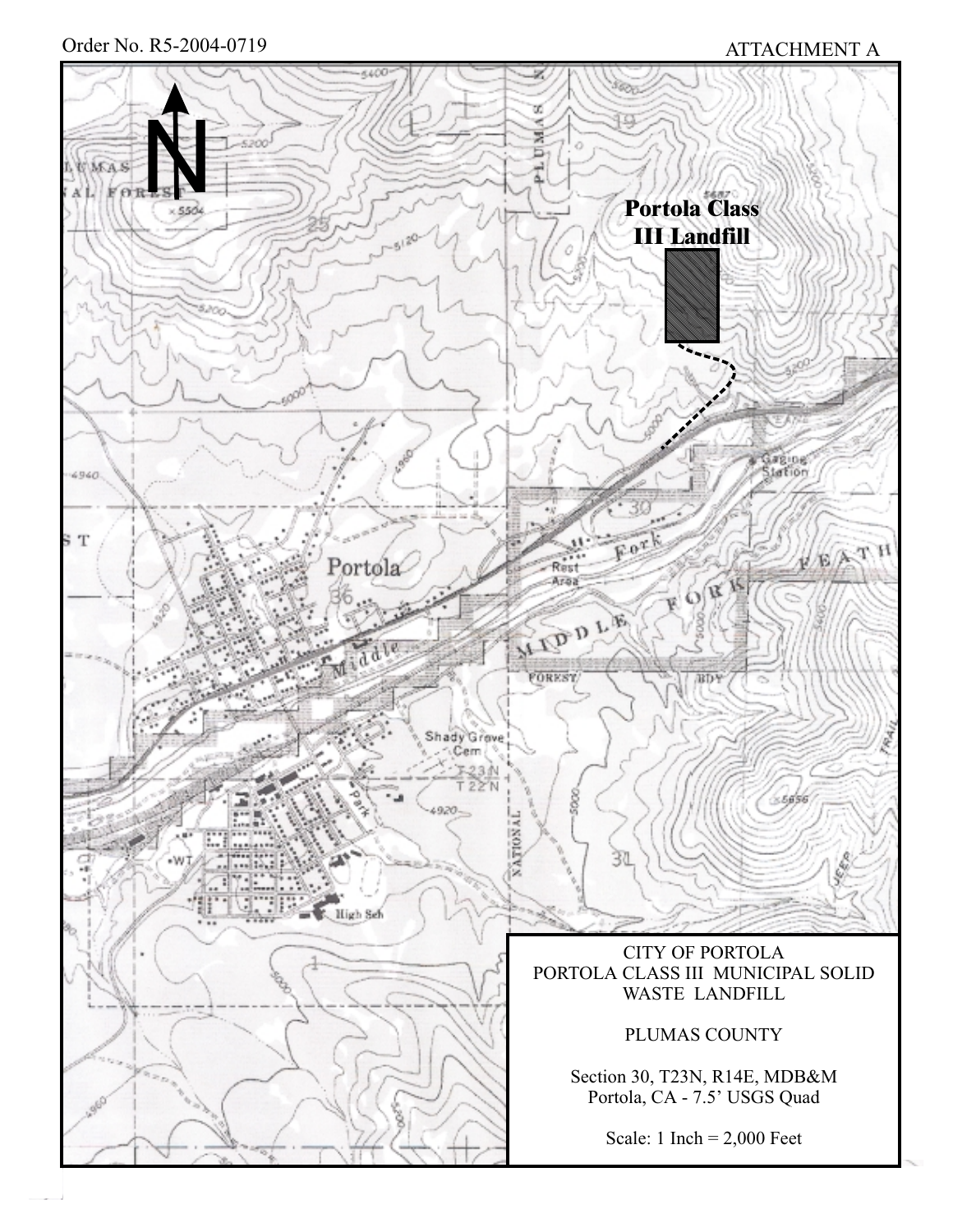Order No. R5-2004-0719

ATTACHMENT A

**Portola Class III Landfill**

CITY OF PORTOLA
PORTOLA CLASS III MUNICIPAL SOLID WASTE LANDFILL

PLUMAS COUNTY

Section 30, T23N, R14E, MDB&M
Portola, CA - 7.5' USGS Quad

Scale: 1 Inch = 2,000 Feet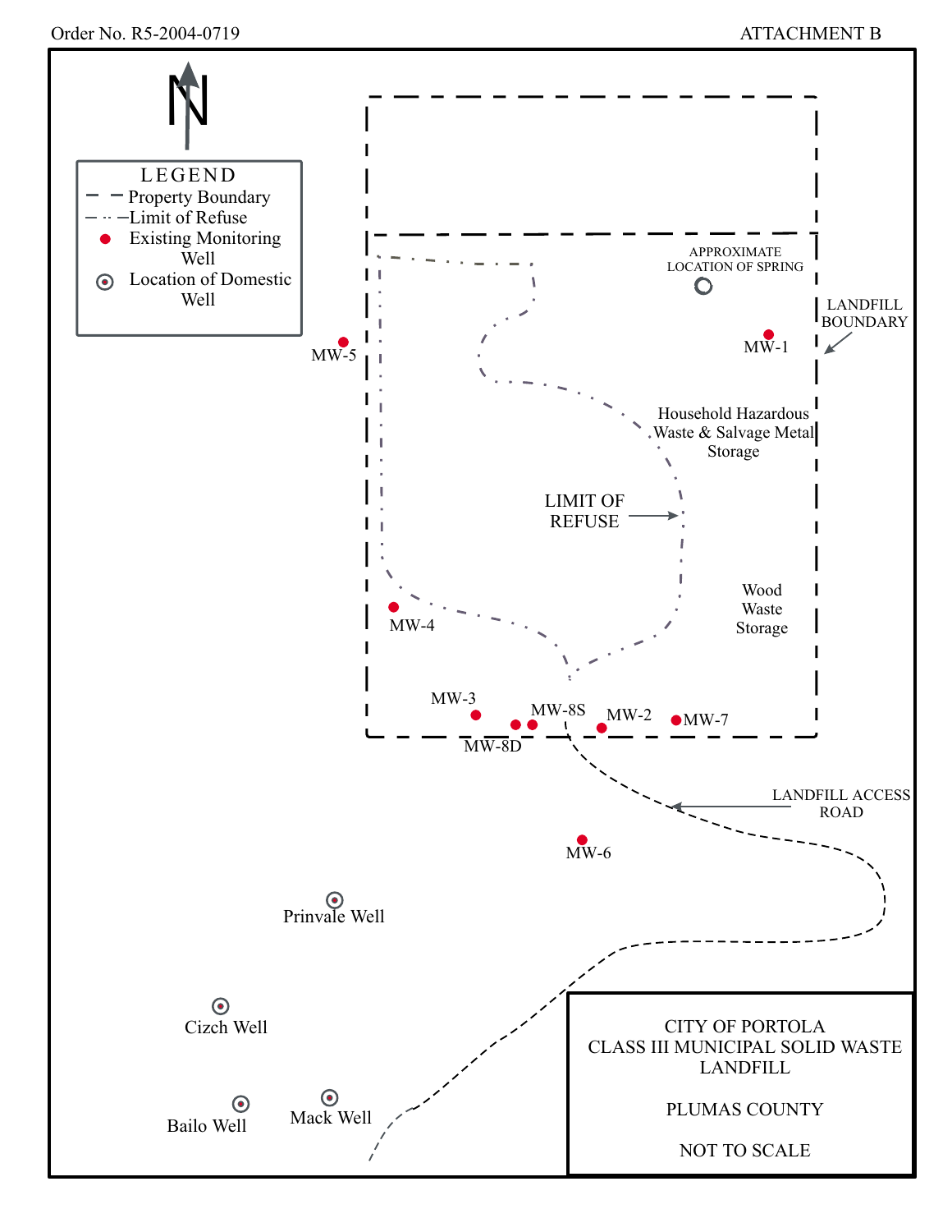Order No. R5-2004-0719

ATTACHMENT B

N

LEGEND

Property Boundary

Limit of Refuse

Existing Monitoring Well

Location of Domestic Well

APPROXIMATE LOCATION OF SPRING

LANDFILL BOUNDARY

MW-1

MW-5

Household Hazardous Waste & Salvage Metal Storage

LIMIT OF REFUSE

Wood Waste Storage

MW-4

MW-3

MW-8S

MW-2

MW-7

MW-8D

LANDFILL ACCESS ROAD

MW-6

Prinvale Well

Cizch Well

Bailo Well

Mack Well

CITY OF PORTOLA
CLASS III MUNICIPAL SOLID WASTE LANDFILL

PLUMAS COUNTY

NOT TO SCALE